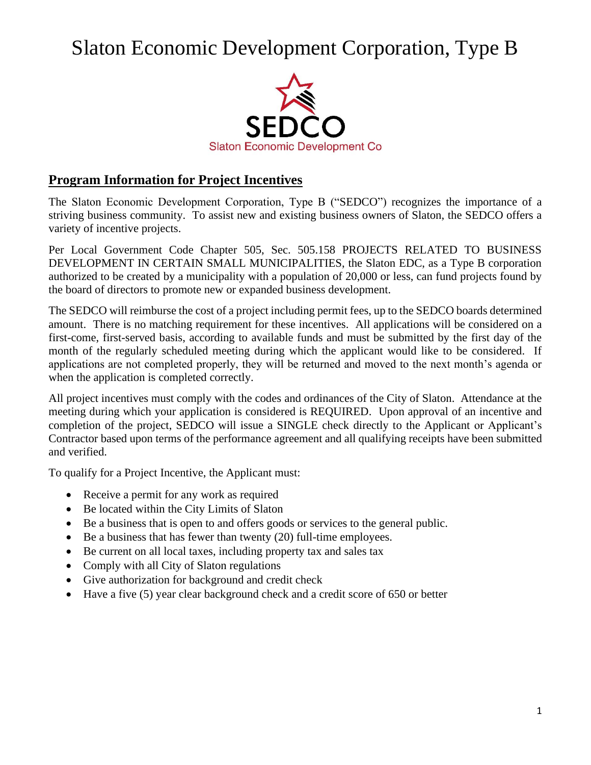# Slaton Economic Development Corporation, Type B

SEDCO

Slaton Economic Development Co

## Program Information for Project Incentives

The Slaton Economic Development Corporation, Type B ("SEDCO") recognizes the importance of a striving business community. To assist new and existing business owners of Slaton, the SEDCO offers a variety of incentive projects.

Per Local Government Code Chapter 505, Sec. 505.158 PROJECTS RELATED TO BUSINESS DEVELOPMENT IN CERTAIN SMALL MUNICIPALITIES, the Slaton EDC, as a Type B corporation authorized to be created by a municipality with a population of 20,000 or less, can fund projects found by the board of directors to promote new or expanded business development.

The SEDCO will reimburse the cost of a project including permit fees, up to the SEDCO boards determined amount. There is no matching requirement for these incentives. All applications will be considered on a first-come, first-served basis, according to available funds and must be submitted by the first day of the month of the regularly scheduled meeting during which the applicant would like to be considered. If applications are not completed properly, they will be returned and moved to the next month's agenda or when the application is completed correctly.

All project incentives must comply with the codes and ordinances of the City of Slaton. Attendance at the meeting during which your application is considered is REQUIRED. Upon approval of an incentive and completion of the project, SEDCO will issue a SINGLE check directly to the Applicant or Applicant's Contractor based upon terms of the performance agreement and all qualifying receipts have been submitted and verified.

To qualify for a Project Incentive, the Applicant must:

- Receive a permit for any work as required
- Be located within the City Limits of Slaton
- Be a business that is open to and offers goods or services to the general public.
- Be a business that has fewer than twenty (20) full-time employees.
- Be current on all local taxes, including property tax and sales tax
- Comply with all City of Slaton regulations
- Give authorization for background and credit check
- Have a five (5) year clear background check and a credit score of 650 or better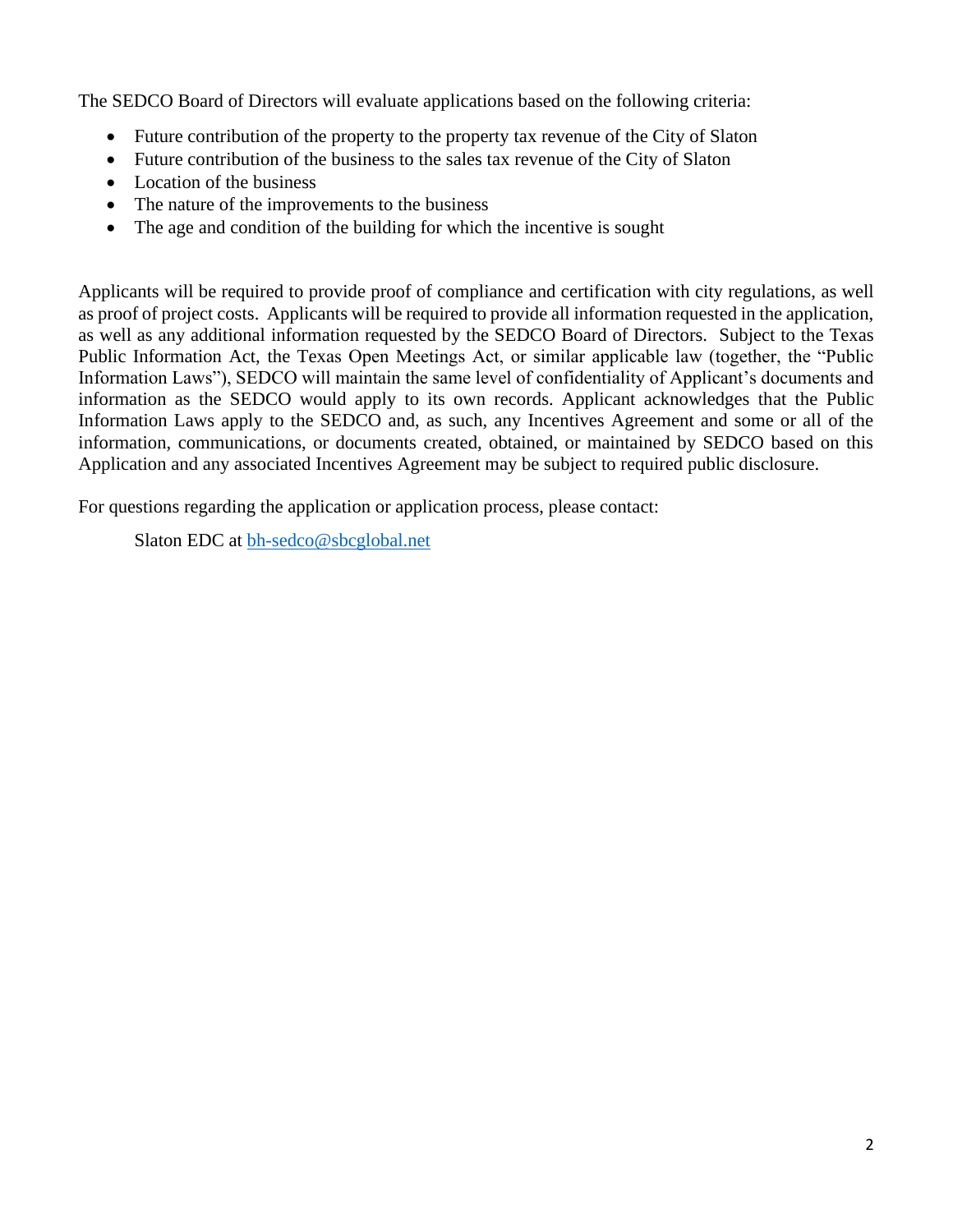The SEDCO Board of Directors will evaluate applications based on the following criteria:

- Future contribution of the property to the property tax revenue of the City of Slaton
- Future contribution of the business to the sales tax revenue of the City of Slaton
- Location of the business
- The nature of the improvements to the business
- The age and condition of the building for which the incentive is sought

Applicants will be required to provide proof of compliance and certification with city regulations, as well as proof of project costs. Applicants will be required to provide all information requested in the application, as well as any additional information requested by the SEDCO Board of Directors. Subject to the Texas Public Information Act, the Texas Open Meetings Act, or similar applicable law (together, the "Public Information Laws"), SEDCO will maintain the same level of confidentiality of Applicant's documents and information as the SEDCO would apply to its own records. Applicant acknowledges that the Public Information Laws apply to the SEDCO and, as such, any Incentives Agreement and some or all of the information, communications, or documents created, obtained, or maintained by SEDCO based on this Application and any associated Incentives Agreement may be subject to required public disclosure.

For questions regarding the application or application process, please contact:

Slaton EDC at [bh-sedco@sbcglobal.net](mailto:bh-sedco@sbcglobal.net)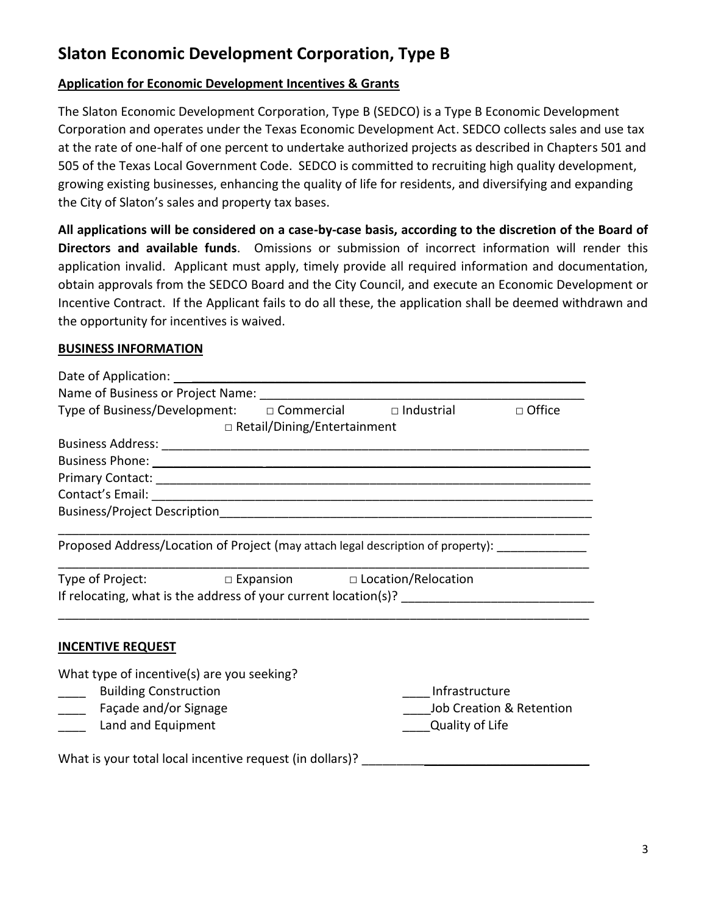# Slaton Economic Development Corporation, Type B

**Application for Economic Development Incentives & Grants**

The Slaton Economic Development Corporation, Type B (SEDCO) is a Type B Economic Development Corporation and operates under the Texas Economic Development Act. SEDCO collects sales and use tax at the rate of one-half of one percent to undertake authorized projects as described in Chapters 501 and 505 of the Texas Local Government Code. SEDCO is committed to recruiting high quality development, growing existing businesses, enhancing the quality of life for residents, and diversifying and expanding the City of Slaton's sales and property tax bases.

**All applications will be considered on a case-by-case basis, according to the discretion of the Board of Directors and available funds**. Omissions or submission of incorrect information will render this application invalid. Applicant must apply, timely provide all required information and documentation, obtain approvals from the SEDCO Board and the City Council, and execute an Economic Development or Incentive Contract. If the Applicant fails to do all these, the application shall be deemed withdrawn and the opportunity for incentives is waived.

**BUSINESS INFORMATION**

Date of Application: ________________________________________________________________

Name of Business or Project Name: ______________________________________________

Type of Business/Development: □ Commercial □ Industrial □ Office □ Retail/Dining/Entertainment

Business Address: ___________________________________________________________________

Business Phone: ____________________________________________________________________

Primary Contact: ____________________________________________________________________

Contact's Email: _____________________________________________________________________

Business/Project Description_____________________________________________________________

______________________________________________________________________________

Proposed Address/Location of Project (may attach legal description of property): _____________

______________________________________________________________________________

Type of Project: □ Expansion □ Location/Relocation

If relocating, what is the address of your current location(s)? ___________________________

______________________________________________________________________________

**INCENTIVE REQUEST**

What type of incentive(s) are you seeking?

____ Building Construction

____ Façade and/or Signage

____ Land and Equipment

____ Infrastructure

____ Job Creation & Retention

____ Quality of Life

What is your total local incentive request (in dollars)? ____________________________________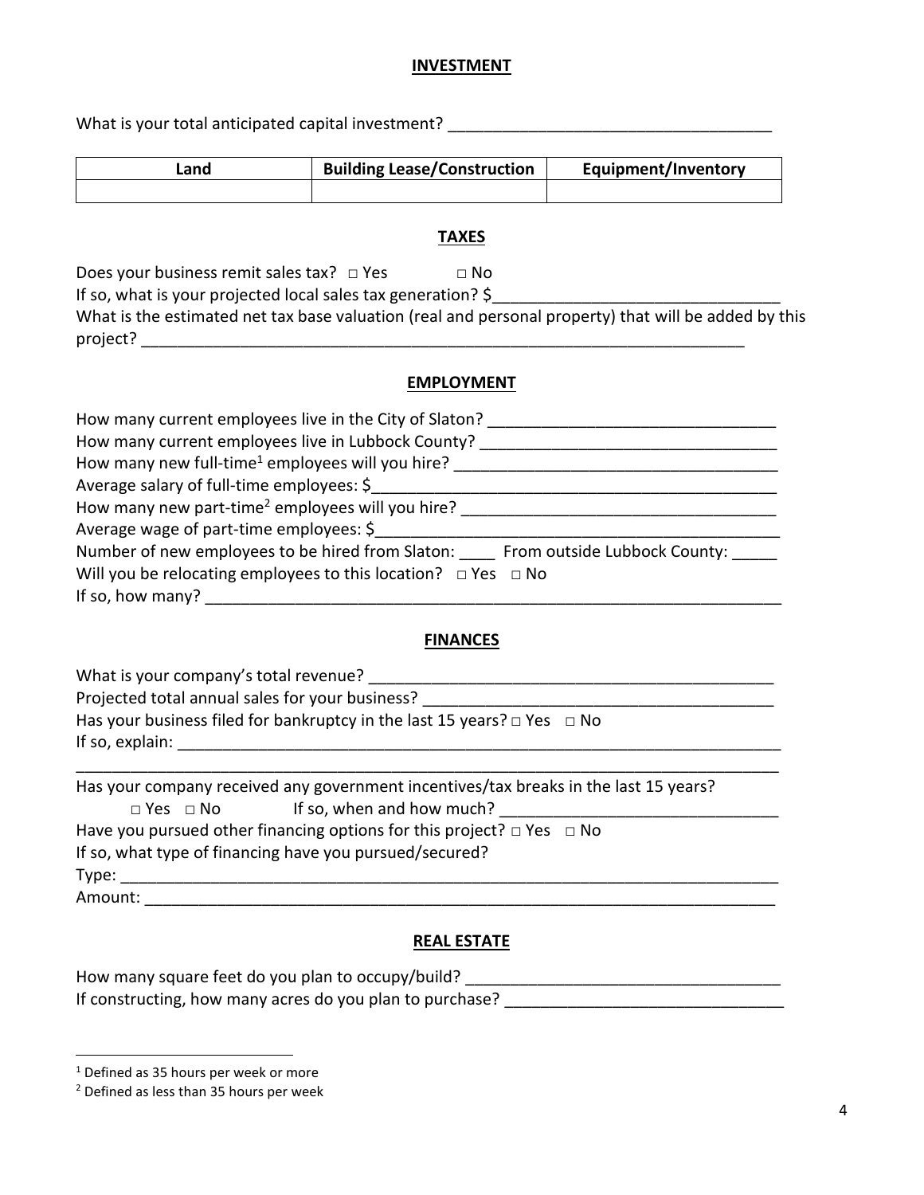## INVESTMENT

What is your total anticipated capital investment? ___________________________________

| Land | Building Lease/Construction | Equipment/Inventory |
| --- | --- | --- |
| | | |

## TAXES

Does your business remit sales tax? □ Yes □ No

If so, what is your projected local sales tax generation? $________________________________

What is the estimated net tax base valuation (real and personal property) that will be added by this project? ____________________________________________________________________

## EMPLOYMENT

How many current employees live in the City of Slaton? ________________________________

How many current employees live in Lubbock County? ________________________________

How many new full-time[1] employees will you hire? ____________________________________

Average salary of full-time employees: $______________________________________________

How many new part-time[2] employees will you hire? ___________________________________

Average wage of part-time employees: $_______________________________________________

Number of new employees to be hired from Slaton: ____ From outside Lubbock County: _____

Will you be relocating employees to this location? □ Yes □ No

If so, how many? _______________________________________________________________

## FINANCES

What is your company's total revenue? _____________________________________________

Projected total annual sales for your business? _______________________________________

Has your business filed for bankruptcy in the last 15 years? □ Yes □ No

If so, explain: __________________________________________________________________

_______________________________________________________________________________

Has your company received any government incentives/tax breaks in the last 15 years?

□ Yes □ No If so, when and how much? ______________________________

Have you pursued other financing options for this project? □ Yes □ No

If so, what type of financing have you pursued/secured?

Type: _________________________________________________________________________

Amount: _______________________________________________________________________

## REAL ESTATE

How many square feet do you plan to occupy/build? ___________________________________

If constructing, how many acres do you plan to purchase? _______________________________

---

[1] Defined as 35 hours per week or more

[2] Defined as less than 35 hours per week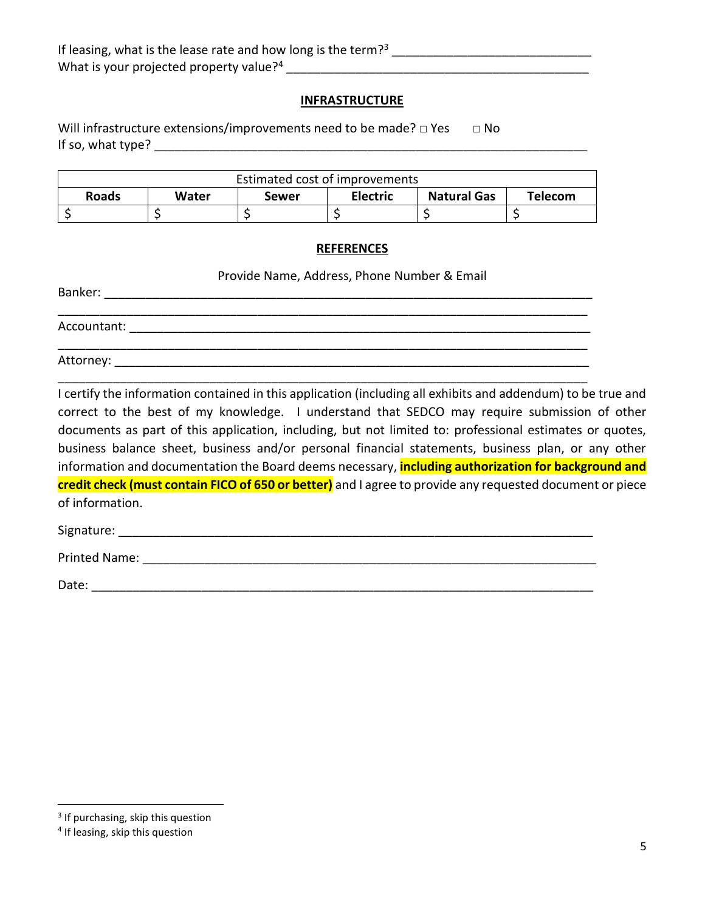If leasing, what is the lease rate and how long is the term?[3] ____________________________

What is your projected property value?[4] ____________________________________________

## INFRASTRUCTURE

Will infrastructure extensions/improvements need to be made? □ Yes □ No

If so, what type? ____________________________________________________________

| Estimated cost of improvements | | | | | |
|---|---|---|---|---|---|
| **Roads** | **Water** | **Sewer** | **Electric** | **Natural Gas** | **Telecom** |
| $ | $ | $ | $ | $ | $ |

## REFERENCES

Provide Name, Address, Phone Number & Email

Banker: ______________________________________________________________________

_____________________________________________________________________________

Accountant: ___________________________________________________________________

_____________________________________________________________________________

Attorney: _____________________________________________________________________

_____________________________________________________________________________

I certify the information contained in this application (including all exhibits and addendum) to be true and correct to the best of my knowledge. I understand that SEDCO may require submission of other documents as part of this application, including, but not limited to: professional estimates or quotes, business balance sheet, business and/or personal financial statements, business plan, or any other information and documentation the Board deems necessary, **including authorization for background and credit check (must contain FICO of 650 or better)** and I agree to provide any requested document or piece of information.

Signature: ____________________________________________________________________

Printed Name: _________________________________________________________________

Date: ________________________________________________________________________

[3] If purchasing, skip this question

[4] If leasing, skip this question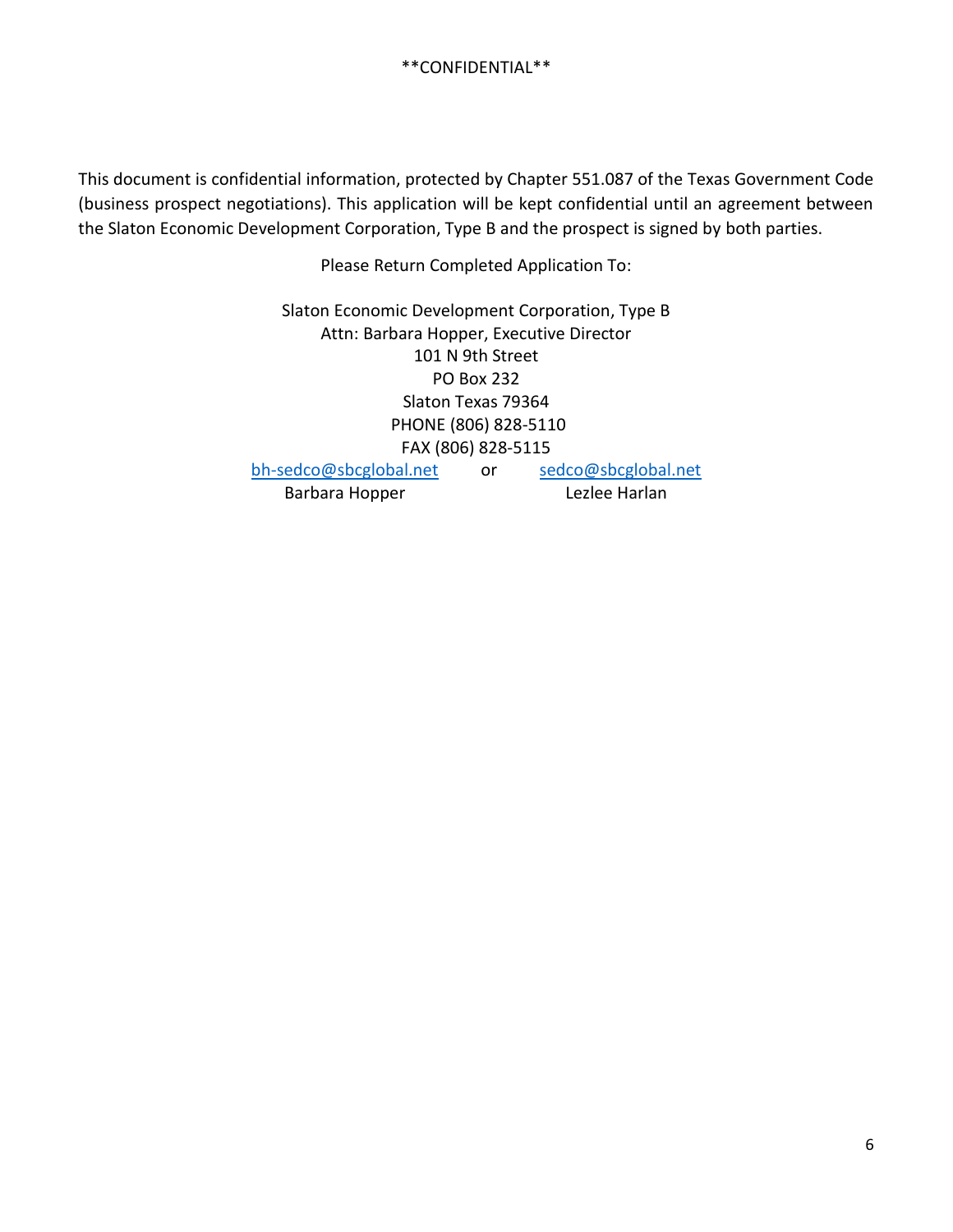\*\*CONFIDENTIAL\*\*

This document is confidential information, protected by Chapter 551.087 of the Texas Government Code (business prospect negotiations). This application will be kept confidential until an agreement between the Slaton Economic Development Corporation, Type B and the prospect is signed by both parties.

Please Return Completed Application To:

Slaton Economic Development Corporation, Type B
Attn: Barbara Hopper, Executive Director
101 N 9th Street
PO Box 232
Slaton Texas 79364
PHONE (806) 828-5110
FAX (806) 828-5115

| | | |
|---|---|---|
| bh-sedco@sbcglobal.net | or | sedco@sbcglobal.net |
| Barbara Hopper | | Lezlee Harlan |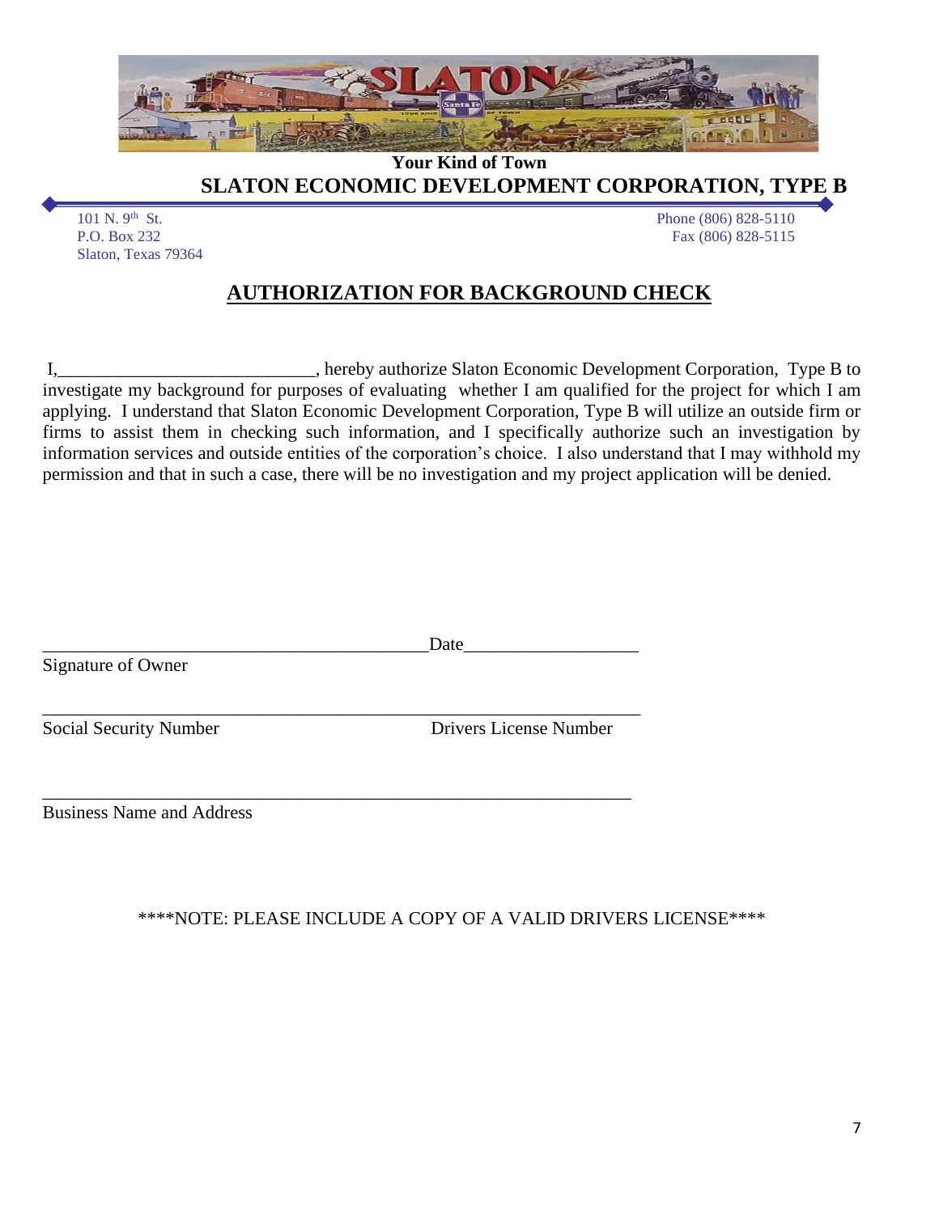Your Kind of Town

**SLATON ECONOMIC DEVELOPMENT CORPORATION, TYPE B**

101 N. 9th St.
P.O. Box 232
Slaton, Texas 79364

Phone (806) 828-5110
Fax (806) 828-5115

## AUTHORIZATION FOR BACKGROUND CHECK

I,____________________________, hereby authorize Slaton Economic Development Corporation, Type B to investigate my background for purposes of evaluating whether I am qualified for the project for which I am applying. I understand that Slaton Economic Development Corporation, Type B will utilize an outside firm or firms to assist them in checking such information, and I specifically authorize such an investigation by information services and outside entities of the corporation's choice. I also understand that I may withhold my permission and that in such a case, there will be no investigation and my project application will be denied.

___________________________________________Date___________________
Signature of Owner

___________________________________________________________________
Social Security Number                                        Drivers License Number

__________________________________________________________________
Business Name and Address

****NOTE: PLEASE INCLUDE A COPY OF A VALID DRIVERS LICENSE****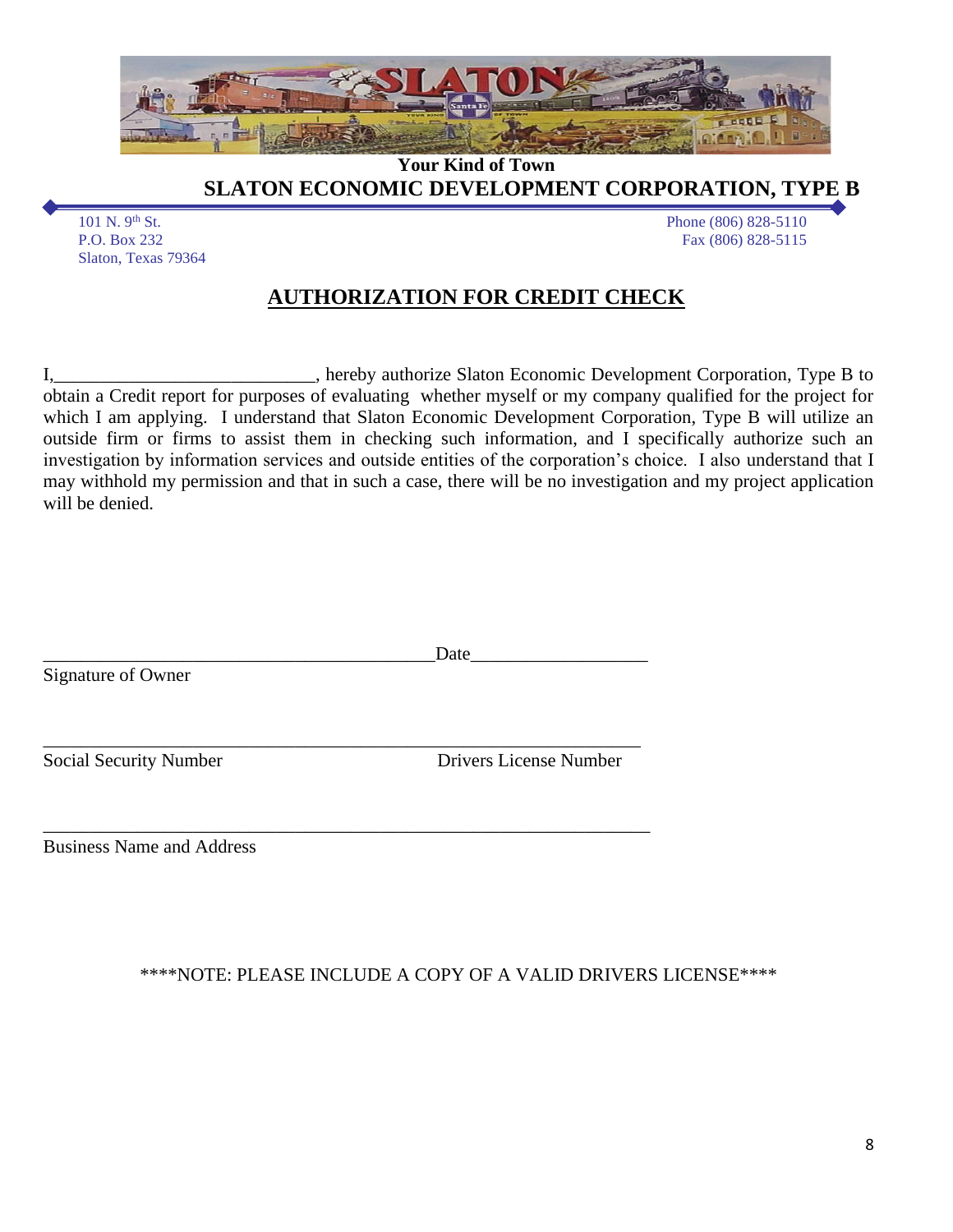Your Kind of Town

**SLATON ECONOMIC DEVELOPMENT CORPORATION, TYPE B**

101 N. 9th St.
P.O. Box 232
Slaton, Texas 79364

Phone (806) 828-5110
Fax (806) 828-5115

# AUTHORIZATION FOR CREDIT CHECK

I,____________________________, hereby authorize Slaton Economic Development Corporation, Type B to obtain a Credit report for purposes of evaluating whether myself or my company qualified for the project for which I am applying. I understand that Slaton Economic Development Corporation, Type B will utilize an outside firm or firms to assist them in checking such information, and I specifically authorize such an investigation by information services and outside entities of the corporation's choice. I also understand that I may withhold my permission and that in such a case, there will be no investigation and my project application will be denied.

___________________________________________ Date___________________
Signature of Owner

_________________________________________________________________
Social Security Number                                        Drivers License Number

_________________________________________________________________
Business Name and Address

****NOTE: PLEASE INCLUDE A COPY OF A VALID DRIVERS LICENSE****